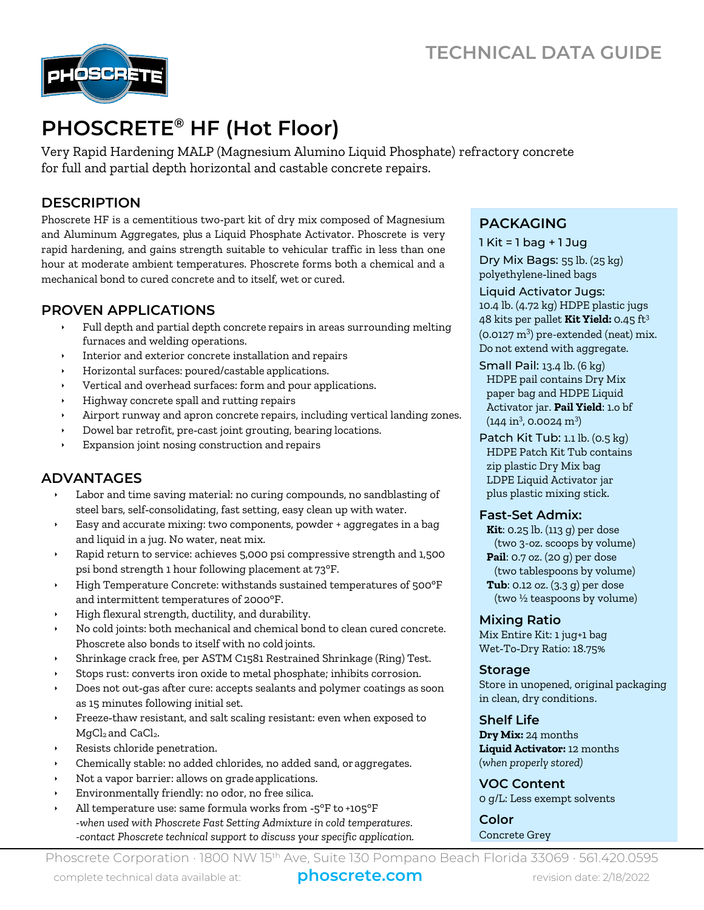# TECHNICAL DATA GUIDE

# PHOSCRETE® HF (Hot Floor)

Very Rapid Hardening MALP (Magnesium Alumino Liquid Phosphate) refractory concrete for full and partial depth horizontal and castable concrete repairs.

## DESCRIPTION

Phoscrete HF is a cementitious two-part kit of dry mix composed of Magnesium and Aluminum Aggregates, plus a Liquid Phosphate Activator. Phoscrete is very rapid hardening, and gains strength suitable to vehicular traffic in less than one hour at moderate ambient temperatures. Phoscrete forms both a chemical and a mechanical bond to cured concrete and to itself, wet or cured.

## PROVEN APPLICATIONS

- Full depth and partial depth concrete repairs in areas surrounding melting furnaces and welding operations.
- Interior and exterior concrete installation and repairs
- Horizontal surfaces: poured/castable applications.
- Vertical and overhead surfaces: form and pour applications.
- Highway concrete spall and rutting repairs
- Airport runway and apron concrete repairs, including vertical landing zones.
- Dowel bar retrofit, pre-cast joint grouting, bearing locations.
- Expansion joint nosing construction and repairs

## ADVANTAGES

- Labor and time saving material: no curing compounds, no sandblasting of steel bars, self-consolidating, fast setting, easy clean up with water.
- Easy and accurate mixing: two components, powder + aggregates in a bag and liquid in a jug. No water, neat mix.
- Rapid return to service: achieves 5,000 psi compressive strength and 1,500 psi bond strength 1 hour following placement at 73°F.
- High Temperature Concrete: withstands sustained temperatures of 500°F and intermittent temperatures of 2000°F.
- High flexural strength, ductility, and durability.
- No cold joints: both mechanical and chemical bond to clean cured concrete. Phoscrete also bonds to itself with no cold joints.
- Shrinkage crack free, per ASTM C1581 Restrained Shrinkage (Ring) Test.
- Stops rust: converts iron oxide to metal phosphate; inhibits corrosion.
- Does not out-gas after cure: accepts sealants and polymer coatings as soon as 15 minutes following initial set.
- Freeze-thaw resistant, and salt scaling resistant: even when exposed to $MgCl_2$ and $CaCl_2$.
- Resists chloride penetration.
- Chemically stable: no added chlorides, no added sand, or aggregates.
- Not a vapor barrier: allows on grade applications.
- Environmentally friendly: no odor, no free silica.
- All temperature use: same formula works from -5°F to +105°F
  *-when used with Phoscrete Fast Setting Admixture in cold temperatures.*
  *-contact Phoscrete technical support to discuss your specific application.*

## PACKAGING

1 Kit = 1 bag + 1 Jug

Dry Mix Bags: 55 lb. (25 kg) polyethylene-lined bags

Liquid Activator Jugs: 10.4 lb. (4.72 kg) HDPE plastic jugs 48 kits per pallet **Kit Yield:** 0.45 $ft^3$ (0.0127 $m^3$) pre-extended (neat) mix. Do not extend with aggregate.

Small Pail: 13.4 lb. (6 kg) HDPE pail contains Dry Mix paper bag and HDPE Liquid Activator jar. **Pail Yield**: 1.0 bf (144 $in^3$, 0.0024 $m^3$)

Patch Kit Tub: 1.1 lb. (0.5 kg) HDPE Patch Kit Tub contains zip plastic Dry Mix bag LDPE Liquid Activator jar plus plastic mixing stick.

### Fast-Set Admix:

**Kit**: 0.25 lb. (113 g) per dose (two 3-oz. scoops by volume)
**Pail**: 0.7 oz. (20 g) per dose (two tablespoons by volume)
**Tub**: 0.12 oz. (3.3 g) per dose (two ½ teaspoons by volume)

### Mixing Ratio

Mix Entire Kit: 1 jug+1 bag
Wet-To-Dry Ratio: 18.75%

### Storage

Store in unopened, original packaging in clean, dry conditions.

### Shelf Life

**Dry Mix:** 24 months
**Liquid Activator:** 12 months
*(when properly stored)*

### VOC Content

0 g/L: Less exempt solvents

### Color

Concrete Grey

Phoscrete Corporation · 1800 NW 15th Ave, Suite 130 Pompano Beach Florida 33069 · 561.420.0595

complete technical data available at: **phoscrete.com** revision date: 2/18/2022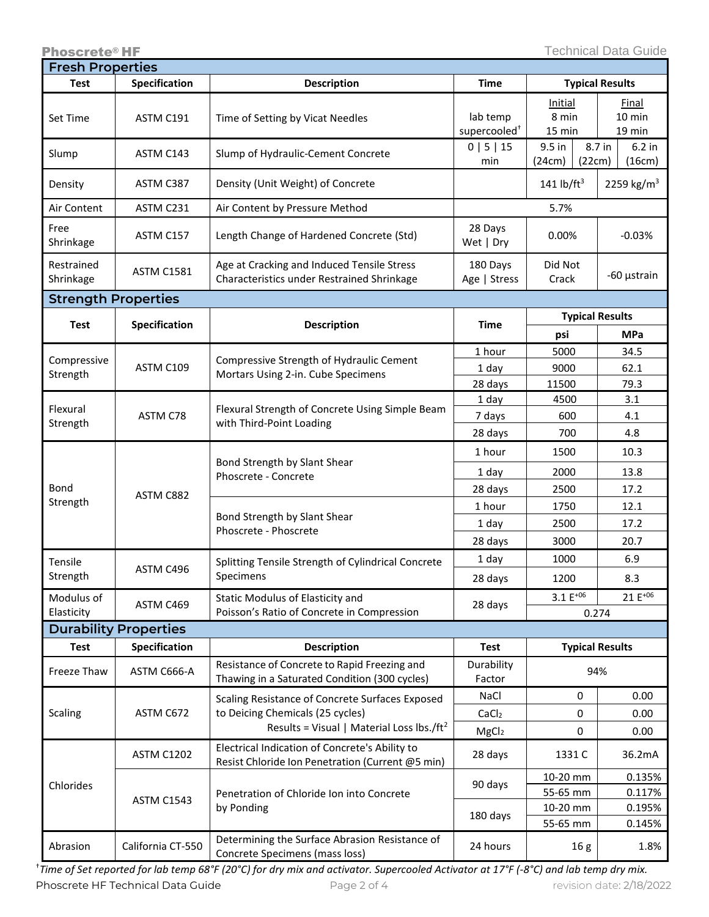## Fresh Properties

| Test | Specification | Description | Time | Typical Results | | |
|---|---|---|---|---|---|---|
| Set Time | ASTM C191 | Time of Setting by Vicat Needles | lab temp<br>supercooled† | Initial<br>8 min<br>15 min | | Final<br>10 min<br>19 min |
| Slump | ASTM C143 | Slump of Hydraulic-Cement Concrete | 0 \| 5 \| 15 min | 9.5 in (24cm) | 8.7 in (22cm) | 6.2 in (16cm) |
| Density | ASTM C387 | Density (Unit Weight) of Concrete | | 141 lb/ft$^3$ | | 2259 kg/m$^3$ |
| Air Content | ASTM C231 | Air Content by Pressure Method | 5.7% | | | |
| Free Shrinkage | ASTM C157 | Length Change of Hardened Concrete (Std) | 28 Days<br>Wet \| Dry | 0.00% | | -0.03% |
| Restrained Shrinkage | ASTM C1581 | Age at Cracking and Induced Tensile Stress Characteristics under Restrained Shrinkage | 180 Days<br>Age \| Stress | Did Not Crack | | -60 µstrain |

## Strength Properties

| Test | Specification | Description | Time | Typical Results | |
|---|---|---|---|---|---|
| | | | | psi | MPa |
| Compressive Strength | ASTM C109 | Compressive Strength of Hydraulic Cement Mortars Using 2-in. Cube Specimens | 1 hour | 5000 | 34.5 |
| | | | 1 day | 9000 | 62.1 |
| | | | 28 days | 11500 | 79.3 |
| Flexural Strength | ASTM C78 | Flexural Strength of Concrete Using Simple Beam with Third-Point Loading | 1 day | 4500 | 3.1 |
| | | | 7 days | 600 | 4.1 |
| | | | 28 days | 700 | 4.8 |
| Bond Strength | ASTM C882 | Bond Strength by Slant Shear Phoscrete - Concrete | 1 hour | 1500 | 10.3 |
| | | | 1 day | 2000 | 13.8 |
| | | | 28 days | 2500 | 17.2 |
| | | Bond Strength by Slant Shear Phoscrete - Phoscrete | 1 hour | 1750 | 12.1 |
| | | | 1 day | 2500 | 17.2 |
| | | | 28 days | 3000 | 20.7 |
| Tensile Strength | ASTM C496 | Splitting Tensile Strength of Cylindrical Concrete Specimens | 1 day | 1000 | 6.9 |
| | | | 28 days | 1200 | 8.3 |
| Modulus of Elasticity | ASTM C469 | Static Modulus of Elasticity and Poisson's Ratio of Concrete in Compression | 28 days | 3.1 E$^{+06}$ | 21 E$^{+06}$ |
| | | | | 0.274 | |

## Durability Properties

| Test | Specification | Description | Test | Typical Results | |
|---|---|---|---|---|---|
| Freeze Thaw | ASTM C666-A | Resistance of Concrete to Rapid Freezing and Thawing in a Saturated Condition (300 cycles) | Durability Factor | 94% | |
| Scaling | ASTM C672 | Scaling Resistance of Concrete Surfaces Exposed to Deicing Chemicals (25 cycles)<br>Results = Visual \| Material Loss lbs./ft$^2$ | NaCl | 0 | 0.00 |
| | | | $CaCl_2$ | 0 | 0.00 |
| | | | $MgCl_2$ | 0 | 0.00 |
| Chlorides | ASTM C1202 | Electrical Indication of Concrete's Ability to Resist Chloride Ion Penetration (Current @5 min) | 28 days | 1331 C | 36.2mA |
| | ASTM C1543 | Penetration of Chloride Ion into Concrete by Ponding | 90 days | 10-20 mm | 0.135% |
| | | | | 55-65 mm | 0.117% |
| | | | 180 days | 10-20 mm | 0.195% |
| | | | | 55-65 mm | 0.145% |
| Abrasion | California CT-550 | Determining the Surface Abrasion Resistance of Concrete Specimens (mass loss) | 24 hours | 16 g | 1.8% |

*†Time of Set reported for lab temp 68°F (20°C) for dry mix and activator. Supercooled Activator at 17°F (-8°C) and lab temp dry mix.*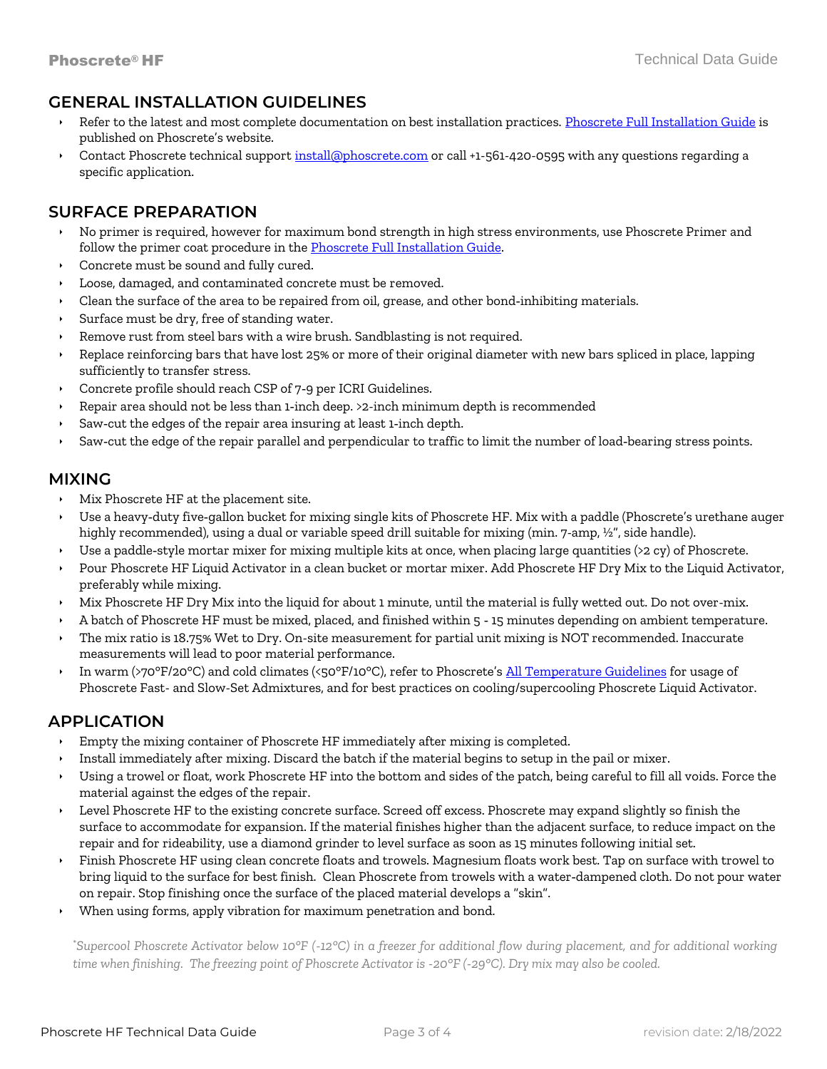## GENERAL INSTALLATION GUIDELINES

- Refer to the latest and most complete documentation on best installation practices. Phoscrete Full Installation Guide is published on Phoscrete's website.
- Contact Phoscrete technical support install@phoscrete.com or call +1-561-420-0595 with any questions regarding a specific application.

## SURFACE PREPARATION

- No primer is required, however for maximum bond strength in high stress environments, use Phoscrete Primer and follow the primer coat procedure in the Phoscrete Full Installation Guide.
- Concrete must be sound and fully cured.
- Loose, damaged, and contaminated concrete must be removed.
- Clean the surface of the area to be repaired from oil, grease, and other bond-inhibiting materials.
- Surface must be dry, free of standing water.
- Remove rust from steel bars with a wire brush. Sandblasting is not required.
- Replace reinforcing bars that have lost 25% or more of their original diameter with new bars spliced in place, lapping sufficiently to transfer stress.
- Concrete profile should reach CSP of 7-9 per ICRI Guidelines.
- Repair area should not be less than 1-inch deep. >2-inch minimum depth is recommended
- Saw-cut the edges of the repair area insuring at least 1-inch depth.
- Saw-cut the edge of the repair parallel and perpendicular to traffic to limit the number of load-bearing stress points.

## MIXING

- Mix Phoscrete HF at the placement site.
- Use a heavy-duty five-gallon bucket for mixing single kits of Phoscrete HF. Mix with a paddle (Phoscrete's urethane auger highly recommended), using a dual or variable speed drill suitable for mixing (min. 7-amp, ½", side handle).
- Use a paddle-style mortar mixer for mixing multiple kits at once, when placing large quantities (>2 cy) of Phoscrete.
- Pour Phoscrete HF Liquid Activator in a clean bucket or mortar mixer. Add Phoscrete HF Dry Mix to the Liquid Activator, preferably while mixing.
- Mix Phoscrete HF Dry Mix into the liquid for about 1 minute, until the material is fully wetted out. Do not over-mix.
- A batch of Phoscrete HF must be mixed, placed, and finished within 5 - 15 minutes depending on ambient temperature.
- The mix ratio is 18.75% Wet to Dry. On-site measurement for partial unit mixing is NOT recommended. Inaccurate measurements will lead to poor material performance.
- In warm (>70°F/20°C) and cold climates (<50°F/10°C), refer to Phoscrete's All Temperature Guidelines for usage of Phoscrete Fast- and Slow-Set Admixtures, and for best practices on cooling/supercooling Phoscrete Liquid Activator.

## APPLICATION

- Empty the mixing container of Phoscrete HF immediately after mixing is completed.
- Install immediately after mixing. Discard the batch if the material begins to setup in the pail or mixer.
- Using a trowel or float, work Phoscrete HF into the bottom and sides of the patch, being careful to fill all voids. Force the material against the edges of the repair.
- Level Phoscrete HF to the existing concrete surface. Screed off excess. Phoscrete may expand slightly so finish the surface to accommodate for expansion. If the material finishes higher than the adjacent surface, to reduce impact on the repair and for rideability, use a diamond grinder to level surface as soon as 15 minutes following initial set.
- Finish Phoscrete HF using clean concrete floats and trowels. Magnesium floats work best. Tap on surface with trowel to bring liquid to the surface for best finish. Clean Phoscrete from trowels with a water-dampened cloth. Do not pour water on repair. Stop finishing once the surface of the placed material develops a "skin".
- When using forms, apply vibration for maximum penetration and bond.

*[*]Supercool Phoscrete Activator below 10°F (-12°C) in a freezer for additional flow during placement, and for additional working time when finishing. The freezing point of Phoscrete Activator is -20°F (-29°C). Dry mix may also be cooled.*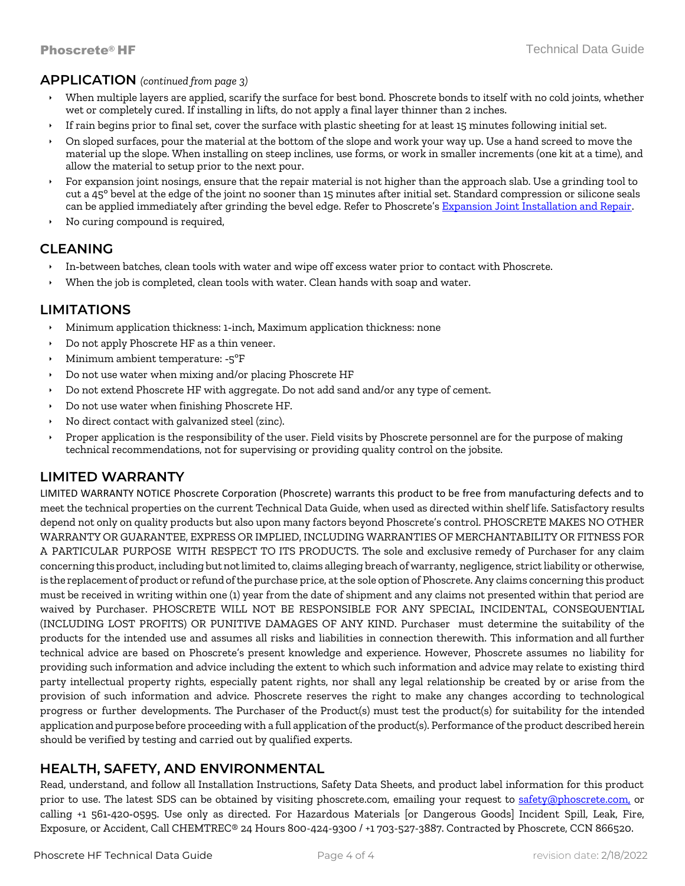## APPLICATION *(continued from page 3)*

- When multiple layers are applied, scarify the surface for best bond. Phoscrete bonds to itself with no cold joints, whether wet or completely cured. If installing in lifts, do not apply a final layer thinner than 2 inches.
- If rain begins prior to final set, cover the surface with plastic sheeting for at least 15 minutes following initial set.
- On sloped surfaces, pour the material at the bottom of the slope and work your way up. Use a hand screed to move the material up the slope. When installing on steep inclines, use forms, or work in smaller increments (one kit at a time), and allow the material to setup prior to the next pour.
- For expansion joint nosings, ensure that the repair material is not higher than the approach slab. Use a grinding tool to cut a 45° bevel at the edge of the joint no sooner than 15 minutes after initial set. Standard compression or silicone seals can be applied immediately after grinding the bevel edge. Refer to Phoscrete's [Expansion Joint Installation and Repair](Expansion Joint Installation and Repair).
- No curing compound is required,

## CLEANING

- In-between batches, clean tools with water and wipe off excess water prior to contact with Phoscrete.
- When the job is completed, clean tools with water. Clean hands with soap and water.

## LIMITATIONS

- Minimum application thickness: 1-inch, Maximum application thickness: none
- Do not apply Phoscrete HF as a thin veneer.
- Minimum ambient temperature: -5°F
- Do not use water when mixing and/or placing Phoscrete HF
- Do not extend Phoscrete HF with aggregate. Do not add sand and/or any type of cement.
- Do not use water when finishing Phoscrete HF.
- No direct contact with galvanized steel (zinc).
- Proper application is the responsibility of the user. Field visits by Phoscrete personnel are for the purpose of making technical recommendations, not for supervising or providing quality control on the jobsite.

## LIMITED WARRANTY

LIMITED WARRANTY NOTICE Phoscrete Corporation (Phoscrete) warrants this product to be free from manufacturing defects and to meet the technical properties on the current Technical Data Guide, when used as directed within shelf life. Satisfactory results depend not only on quality products but also upon many factors beyond Phoscrete's control. PHOSCRETE MAKES NO OTHER WARRANTY OR GUARANTEE, EXPRESS OR IMPLIED, INCLUDING WARRANTIES OF MERCHANTABILITY OR FITNESS FOR A PARTICULAR PURPOSE WITH RESPECT TO ITS PRODUCTS. The sole and exclusive remedy of Purchaser for any claim concerning this product, including but not limited to, claims alleging breach of warranty, negligence, strict liability or otherwise, is the replacement of product or refund of the purchase price, at the sole option of Phoscrete. Any claims concerning this product must be received in writing within one (1) year from the date of shipment and any claims not presented within that period are waived by Purchaser. PHOSCRETE WILL NOT BE RESPONSIBLE FOR ANY SPECIAL, INCIDENTAL, CONSEQUENTIAL (INCLUDING LOST PROFITS) OR PUNITIVE DAMAGES OF ANY KIND. Purchaser must determine the suitability of the products for the intended use and assumes all risks and liabilities in connection therewith. This information and all further technical advice are based on Phoscrete's present knowledge and experience. However, Phoscrete assumes no liability for providing such information and advice including the extent to which such information and advice may relate to existing third party intellectual property rights, especially patent rights, nor shall any legal relationship be created by or arise from the provision of such information and advice. Phoscrete reserves the right to make any changes according to technological progress or further developments. The Purchaser of the Product(s) must test the product(s) for suitability for the intended application and purpose before proceeding with a full application of the product(s). Performance of the product described herein should be verified by testing and carried out by qualified experts.

## HEALTH, SAFETY, AND ENVIRONMENTAL

Read, understand, and follow all Installation Instructions, Safety Data Sheets, and product label information for this product prior to use. The latest SDS can be obtained by visiting phoscrete.com, emailing your request to safety@phoscrete.com, or calling +1 561-420-0595. Use only as directed. For Hazardous Materials [or Dangerous Goods] Incident Spill, Leak, Fire, Exposure, or Accident, Call CHEMTREC® 24 Hours 800-424-9300 / +1 703-527-3887. Contracted by Phoscrete, CCN 866520.